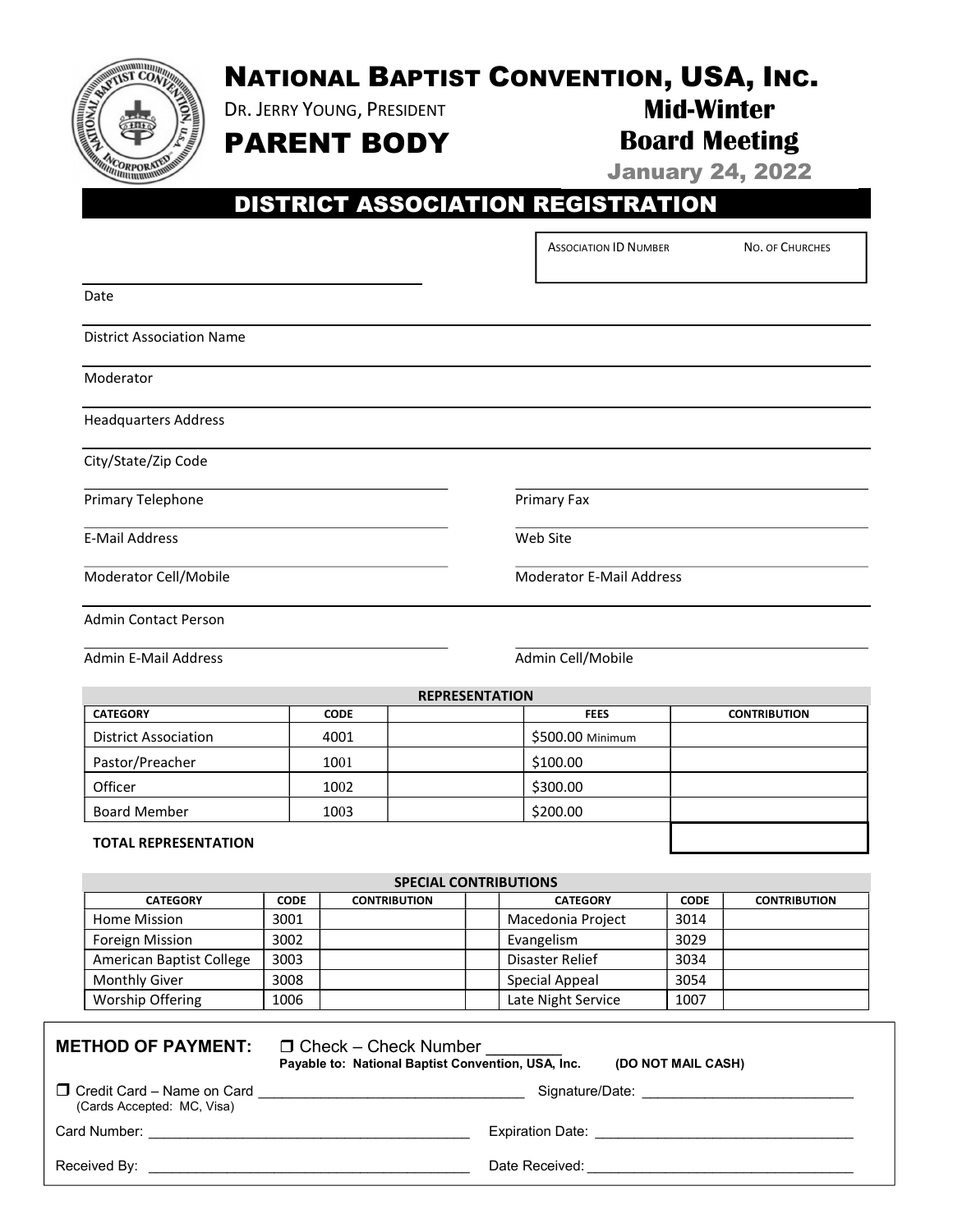# NATIONAL BAPTIST CONVENTION, USA, INC.

DR. JERRY YOUNG, PRESIDENT

## PARENT BODY

**Mid-Winter Board Meeting**

**January 24, 2022**

## DISTRICT ASSOCIATION REGISTRATION

| ASSOCIATION ID NUMBER | NO. OF CHURCHES |
|---|---|
| | |

Date

District Association Name

Moderator

Headquarters Address

City/State/Zip Code

Primary Telephone

Primary Fax

E-Mail Address

Web Site

Moderator Cell/Mobile

Moderator E-Mail Address

Admin Contact Person

Admin E-Mail Address

Admin Cell/Mobile

**REPRESENTATION**

| CATEGORY | CODE | | FEES | CONTRIBUTION |
|---|---|---|---|---|
| District Association | 4001 | | $500.00 Minimum | |
| Pastor/Preacher | 1001 | | $100.00 | |
| Officer | 1002 | | $300.00 | |
| Board Member | 1003 | | $200.00 | |
| **TOTAL REPRESENTATION** | | | | |

**SPECIAL CONTRIBUTIONS**

| CATEGORY | CODE | CONTRIBUTION | | CATEGORY | CODE | CONTRIBUTION |
|---|---|---|---|---|---|---|
| Home Mission | 3001 | | | Macedonia Project | 3014 | |
| Foreign Mission | 3002 | | | Evangelism | 3029 | |
| American Baptist College | 3003 | | | Disaster Relief | 3034 | |
| Monthly Giver | 3008 | | | Special Appeal | 3054 | |
| Worship Offering | 1006 | | | Late Night Service | 1007 | |

**METHOD OF PAYMENT:** ☐ Check – Check Number ________
**Payable to: National Baptist Convention, USA, Inc.** **(DO NOT MAIL CASH)**

☐ Credit Card – Name on Card ________________________________ Signature/Date: ____________________________
(Cards Accepted: MC, Visa)

Card Number: ________________________________________ Expiration Date: ________________________________

Received By: ________________________________________ Date Received: __________________________________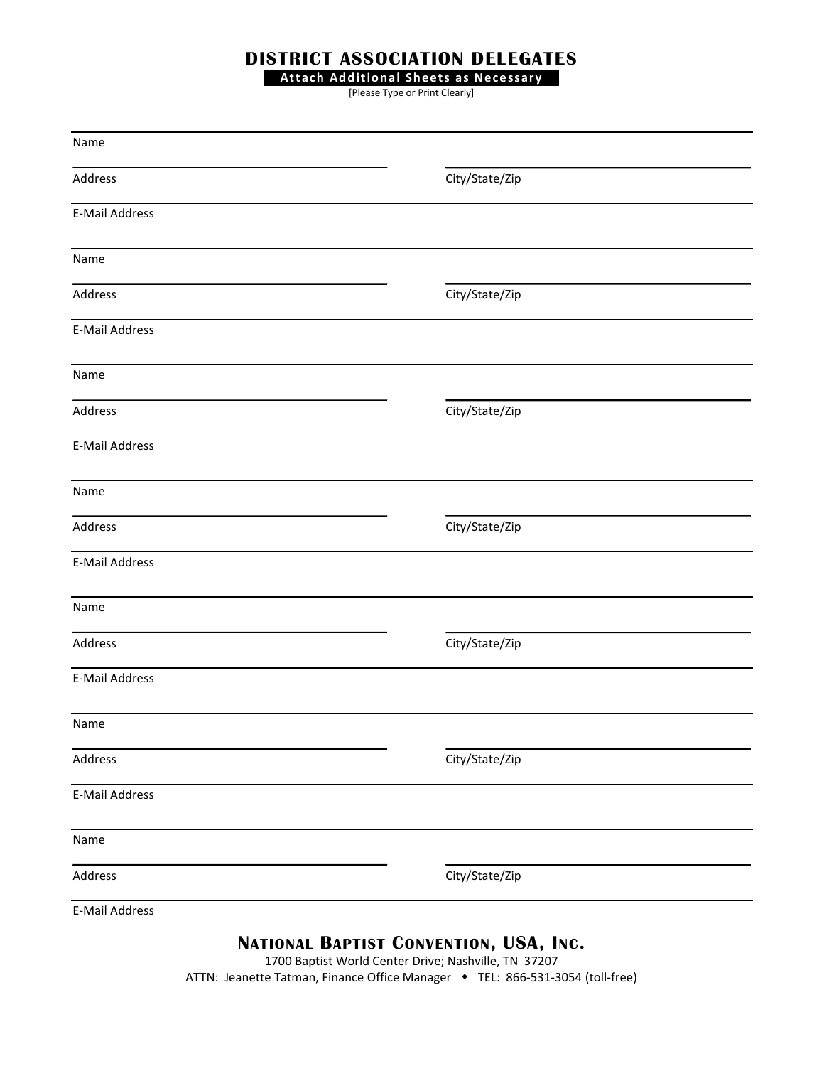# DISTRICT ASSOCIATION DELEGATES

**Attach Additional Sheets as Necessary**

[Please Type or Print Clearly]

Name

Address City/State/Zip

E-Mail Address

Name

Address City/State/Zip

E-Mail Address

Name

Address City/State/Zip

E-Mail Address

Name

Address City/State/Zip

E-Mail Address

Name

Address City/State/Zip

E-Mail Address

Name

Address City/State/Zip

E-Mail Address

Name

Address City/State/Zip

E-Mail Address

**NATIONAL BAPTIST CONVENTION, USA, INC.**

1700 Baptist World Center Drive; Nashville, TN 37207

ATTN: Jeanette Tatman, Finance Office Manager ◆ TEL: 866-531-3054 (toll-free)